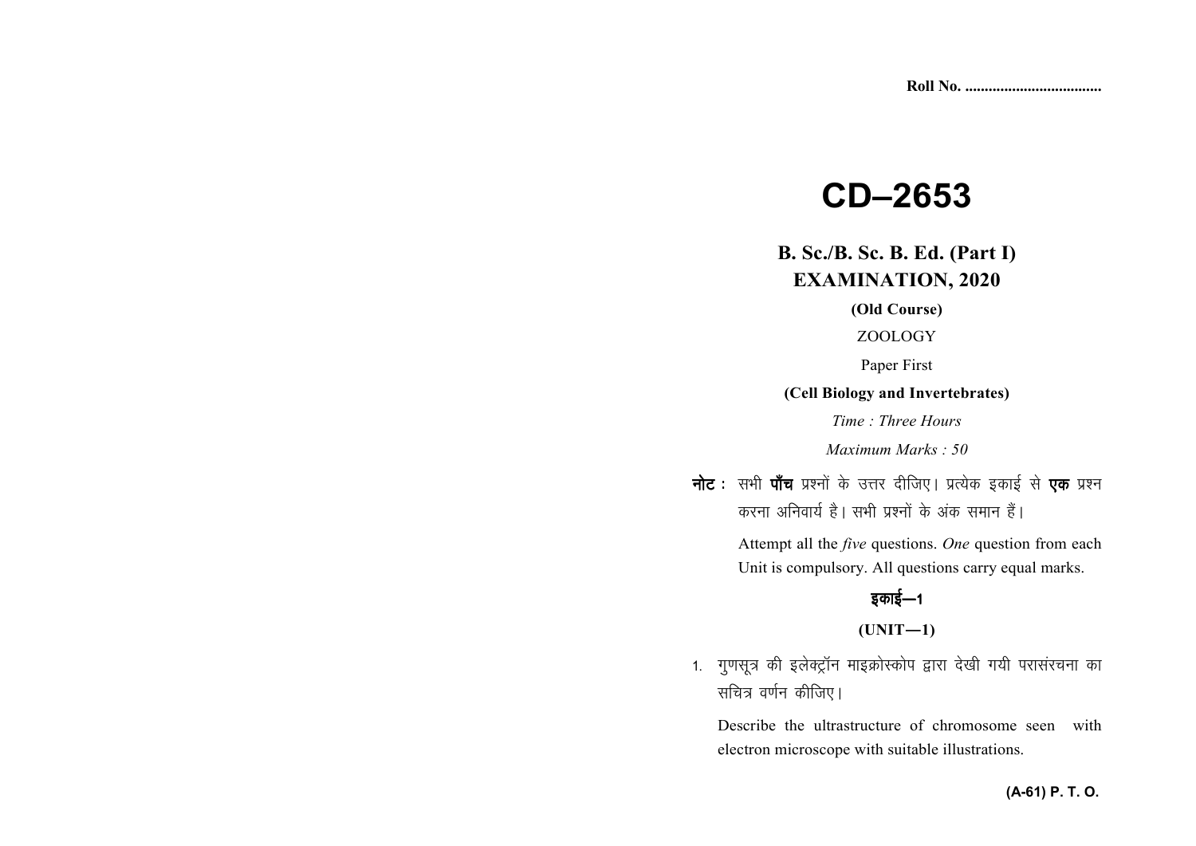Roll No. ...................................

# CD–2653

## B. Sc./B. Sc. B. Ed. (Part I) EXAMINATION, 2020

**(Old Course)**

ZOOLOGY

Paper First

**(Cell Biology and Invertebrates)**

*Time : Three Hours*

*Maximum Marks : 50*

**नोट :** सभी **पाँच** प्रश्नों के उत्तर दीजिए। प्रत्येक इकाई से **एक** प्रश्न करना अनिवार्य है। सभी प्रश्नों के अंक समान हैं।

Attempt all the *five* questions. *One* question from each Unit is compulsory. All questions carry equal marks.

### इकाई—1

### (UNIT—1)

1. गुणसूत्र की इलेक्ट्रॉन माइक्रोस्कोप द्वारा देखी गयी परासंरचना का सचित्र वर्णन कीजिए।

   Describe the ultrastructure of chromosome seen with electron microscope with suitable illustrations.

**(A-61) P. T. O.**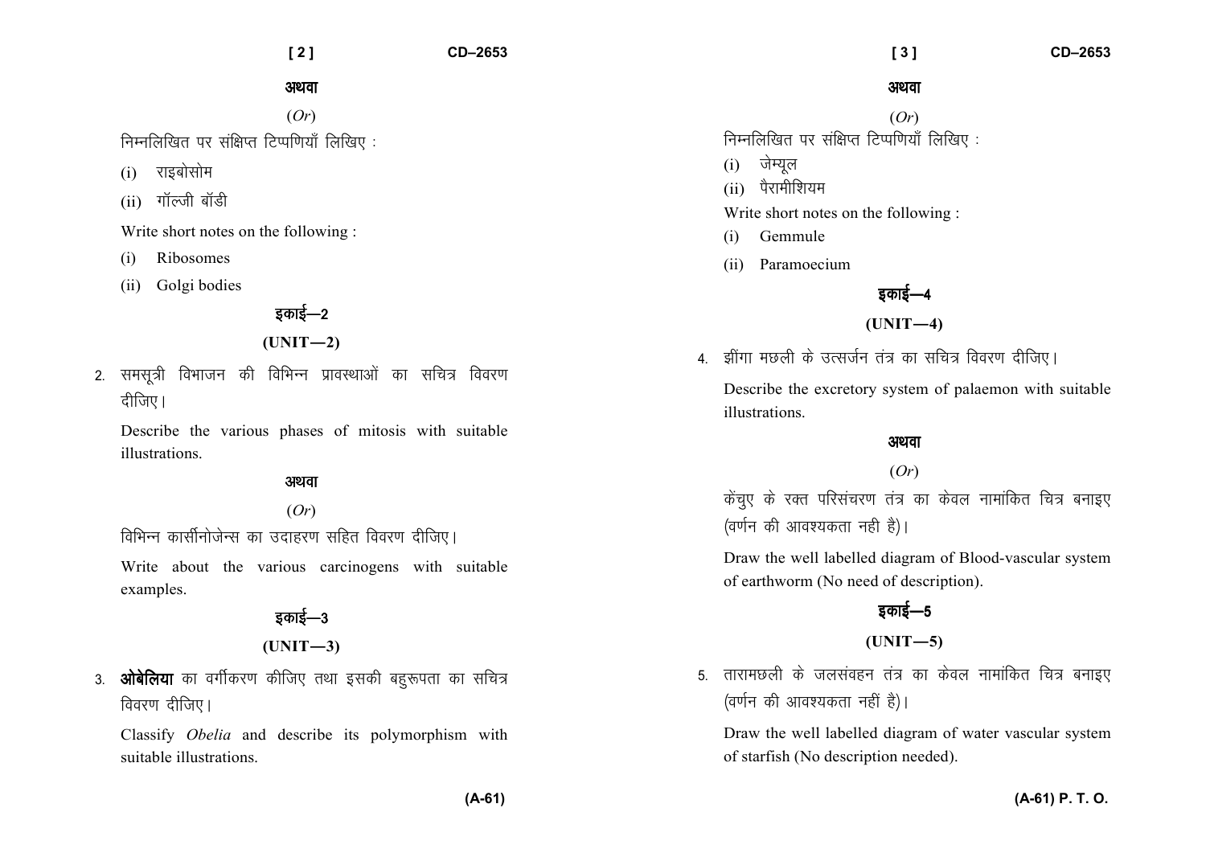अथवा

(*Or*)

निम्नलिखित पर संक्षिप्त टिप्पणियाँ लिखिए :

(i) राइबोसोम

(ii) गॉल्जी बॉडी

Write short notes on the following :

(i) Ribosomes

(ii) Golgi bodies

## इकाई—2

## (UNIT—2)

2. समसूत्री विभाजन की विभिन्न प्रावस्थाओं का सचित्र विवरण दीजिए।

   Describe the various phases of mitosis with suitable illustrations.

अथवा

(*Or*)

विभिन्न कार्सीनोजेन्स का उदाहरण सहित विवरण दीजिए।

Write about the various carcinogens with suitable examples.

## इकाई—3

## (UNIT—3)

3. **ओबेलिया** का वर्गीकरण कीजिए तथा इसकी बहुरूपता का सचित्र विवरण दीजिए।

   Classify *Obelia* and describe its polymorphism with suitable illustrations.

अथवा

(*Or*)

निम्नलिखित पर संक्षिप्त टिप्पणियाँ लिखिए :

(i) जेम्यूल

(ii) पैरामीशियम

Write short notes on the following :

(i) Gemmule

(ii) Paramoecium

## इकाई—4

## (UNIT—4)

4. झींगा मछली के उत्सर्जन तंत्र का सचित्र विवरण दीजिए।

   Describe the excretory system of palaemon with suitable illustrations.

अथवा

(*Or*)

केंचुए के रक्त परिसंचरण तंत्र का केवल नामांकित चित्र बनाइए (वर्णन की आवश्यकता नही है)।

Draw the well labelled diagram of Blood-vascular system of earthworm (No need of description).

## इकाई—5

## (UNIT—5)

5. तारामछली के जलसंवहन तंत्र का केवल नामांकित चित्र बनाइए (वर्णन की आवश्यकता नहीं है)।

   Draw the well labelled diagram of water vascular system of starfish (No description needed).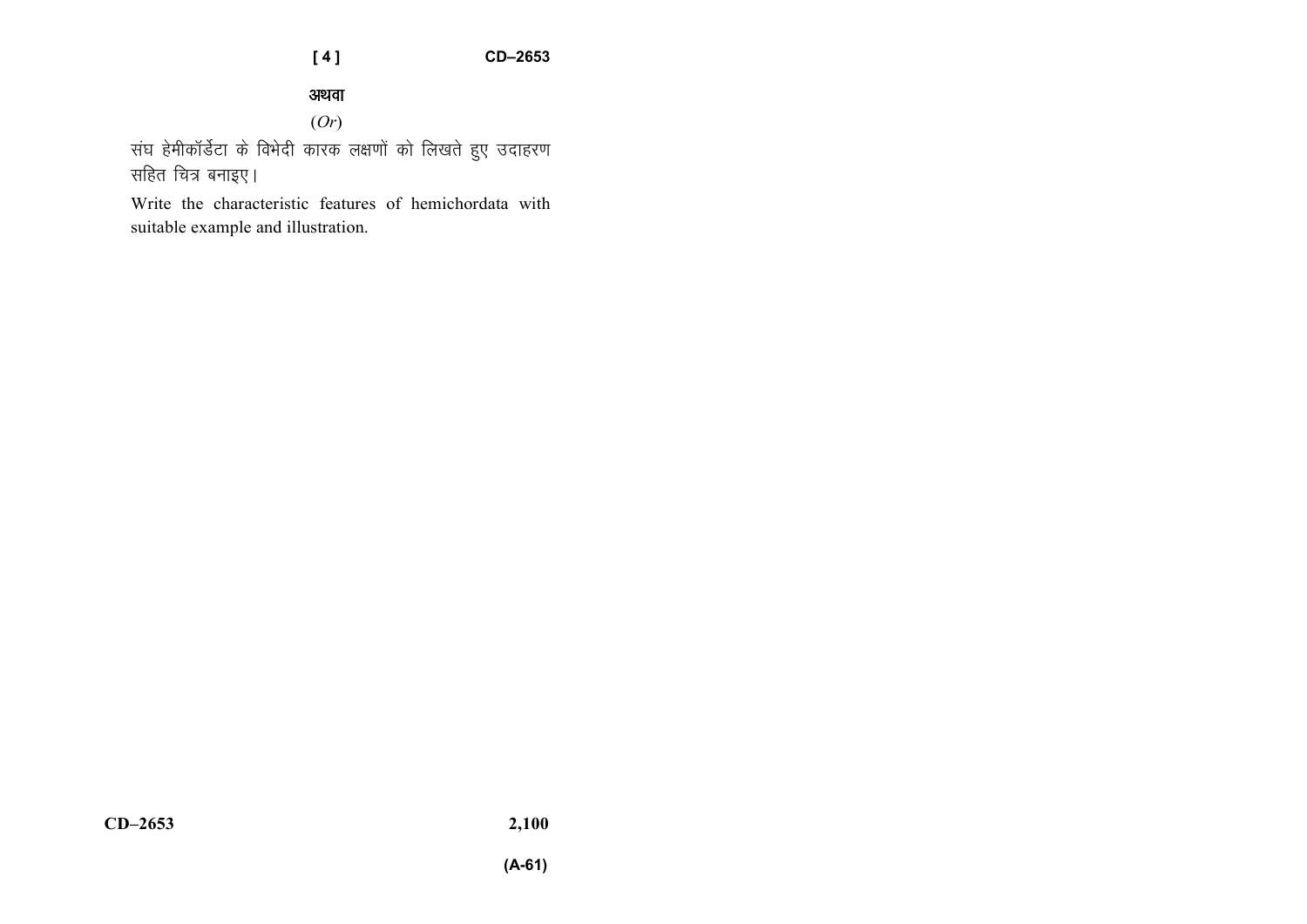अथवा

(*Or*)

संघ हेमीकॉर्डेटा के विभेदी कारक लक्षणों को लिखते हुए उदाहरण सहित चित्र बनाइए।

Write the characteristic features of hemichordata with suitable example and illustration.